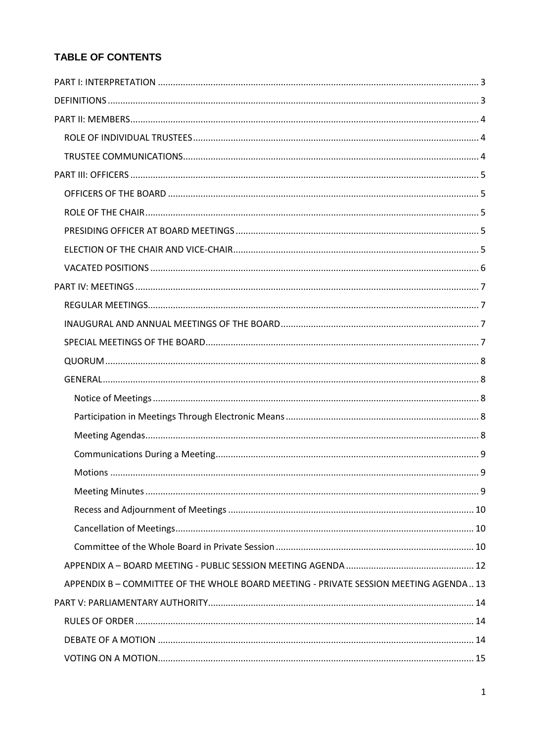## TABLE OF CONTENTS

PART I: INTERPRETATION ........ 3

DEFINITIONS ........ 3

PART II: MEMBERS ........ 4

- ROLE OF INDIVIDUAL TRUSTEES ........ 4
- TRUSTEE COMMUNICATIONS ........ 4

PART III: OFFICERS ........ 5

- OFFICERS OF THE BOARD ........ 5
- ROLE OF THE CHAIR ........ 5
- PRESIDING OFFICER AT BOARD MEETINGS ........ 5
- ELECTION OF THE CHAIR AND VICE-CHAIR ........ 5
- VACATED POSITIONS ........ 6

PART IV: MEETINGS ........ 7

- REGULAR MEETINGS ........ 7
- INAUGURAL AND ANNUAL MEETINGS OF THE BOARD ........ 7
- SPECIAL MEETINGS OF THE BOARD ........ 7
- QUORUM ........ 8
- GENERAL ........ 8
  - Notice of Meetings ........ 8
  - Participation in Meetings Through Electronic Means ........ 8
  - Meeting Agendas ........ 8
  - Communications During a Meeting ........ 9
  - Motions ........ 9
  - Meeting Minutes ........ 9
  - Recess and Adjournment of Meetings ........ 10
  - Cancellation of Meetings ........ 10
  - Committee of the Whole Board in Private Session ........ 10
- APPENDIX A – BOARD MEETING - PUBLIC SESSION MEETING AGENDA ........ 12
- APPENDIX B – COMMITTEE OF THE WHOLE BOARD MEETING - PRIVATE SESSION MEETING AGENDA .. 13

PART V: PARLIAMENTARY AUTHORITY ........ 14

- RULES OF ORDER ........ 14
- DEBATE OF A MOTION ........ 14
- VOTING ON A MOTION ........ 15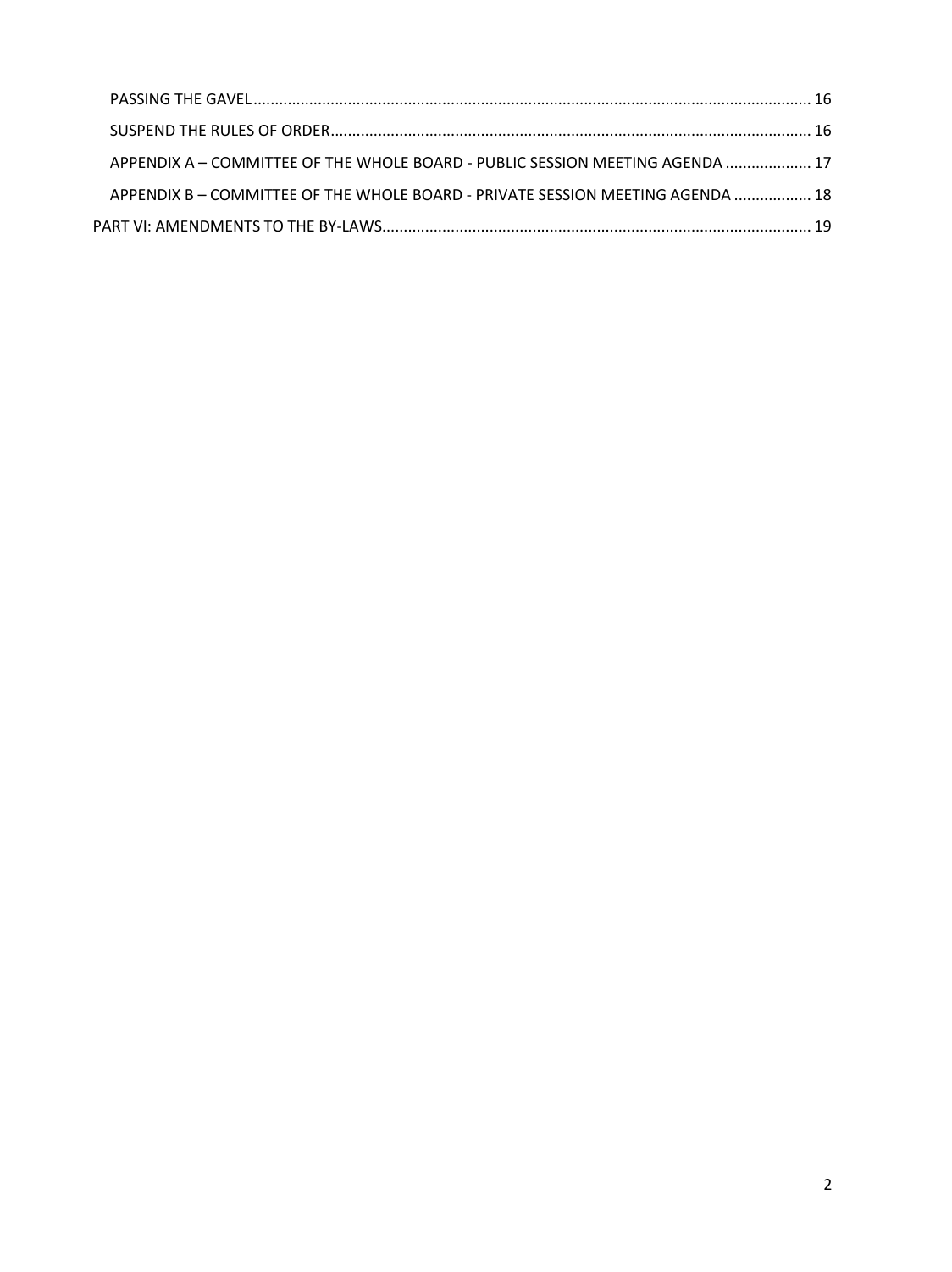PASSING THE GAVEL ........................................................................................................................ 16

SUSPEND THE RULES OF ORDER ........................................................................................................ 16

APPENDIX A – COMMITTEE OF THE WHOLE BOARD - PUBLIC SESSION MEETING AGENDA .................... 17

APPENDIX B – COMMITTEE OF THE WHOLE BOARD - PRIVATE SESSION MEETING AGENDA .................. 18

PART VI: AMENDMENTS TO THE BY-LAWS ................................................................................................ 19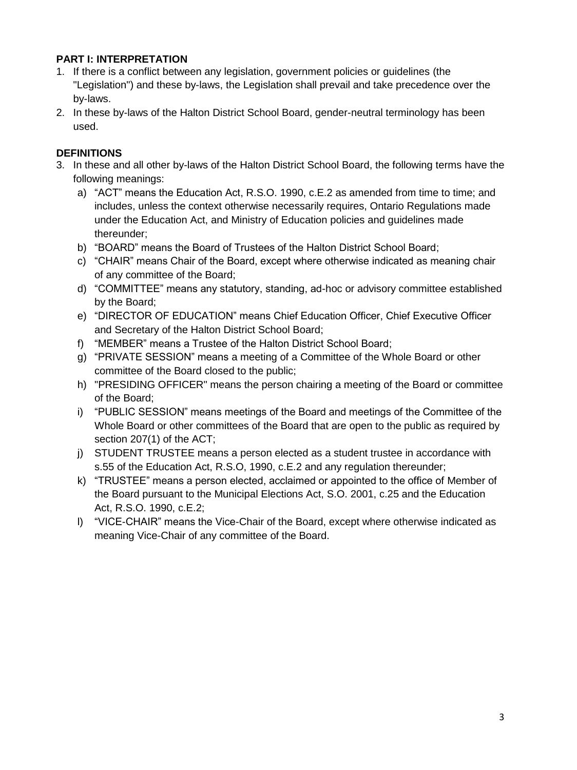**PART I: INTERPRETATION**

1. If there is a conflict between any legislation, government policies or guidelines (the "Legislation") and these by-laws, the Legislation shall prevail and take precedence over the by-laws.
2. In these by-laws of the Halton District School Board, gender-neutral terminology has been used.

**DEFINITIONS**

3. In these and all other by-laws of the Halton District School Board, the following terms have the following meanings:
   a) "ACT" means the Education Act, R.S.O. 1990, c.E.2 as amended from time to time; and includes, unless the context otherwise necessarily requires, Ontario Regulations made under the Education Act, and Ministry of Education policies and guidelines made thereunder;
   b) "BOARD" means the Board of Trustees of the Halton District School Board;
   c) "CHAIR" means Chair of the Board, except where otherwise indicated as meaning chair of any committee of the Board;
   d) "COMMITTEE" means any statutory, standing, ad-hoc or advisory committee established by the Board;
   e) "DIRECTOR OF EDUCATION" means Chief Education Officer, Chief Executive Officer and Secretary of the Halton District School Board;
   f) "MEMBER" means a Trustee of the Halton District School Board;
   g) "PRIVATE SESSION" means a meeting of a Committee of the Whole Board or other committee of the Board closed to the public;
   h) "PRESIDING OFFICER" means the person chairing a meeting of the Board or committee of the Board;
   i) "PUBLIC SESSION" means meetings of the Board and meetings of the Committee of the Whole Board or other committees of the Board that are open to the public as required by section 207(1) of the ACT;
   j) STUDENT TRUSTEE means a person elected as a student trustee in accordance with s.55 of the Education Act, R.S.O, 1990, c.E.2 and any regulation thereunder;
   k) "TRUSTEE" means a person elected, acclaimed or appointed to the office of Member of the Board pursuant to the Municipal Elections Act, S.O. 2001, c.25 and the Education Act, R.S.O. 1990, c.E.2;
   l) "VICE-CHAIR" means the Vice-Chair of the Board, except where otherwise indicated as meaning Vice-Chair of any committee of the Board.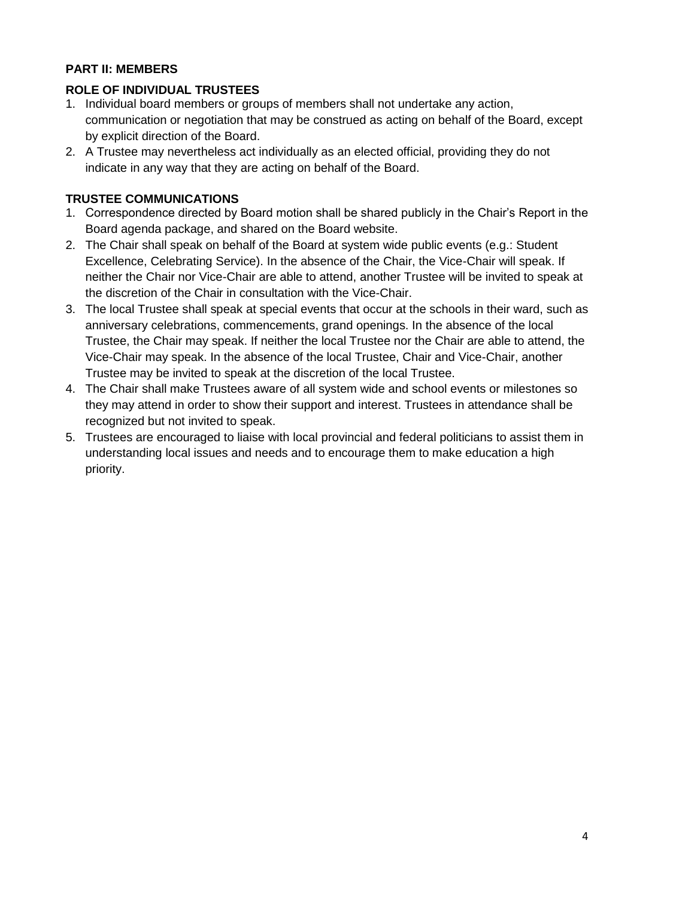**PART II: MEMBERS**

**ROLE OF INDIVIDUAL TRUSTEES**

1. Individual board members or groups of members shall not undertake any action, communication or negotiation that may be construed as acting on behalf of the Board, except by explicit direction of the Board.
2. A Trustee may nevertheless act individually as an elected official, providing they do not indicate in any way that they are acting on behalf of the Board.

**TRUSTEE COMMUNICATIONS**

1. Correspondence directed by Board motion shall be shared publicly in the Chair's Report in the Board agenda package, and shared on the Board website.
2. The Chair shall speak on behalf of the Board at system wide public events (e.g.: Student Excellence, Celebrating Service). In the absence of the Chair, the Vice-Chair will speak. If neither the Chair nor Vice-Chair are able to attend, another Trustee will be invited to speak at the discretion of the Chair in consultation with the Vice-Chair.
3. The local Trustee shall speak at special events that occur at the schools in their ward, such as anniversary celebrations, commencements, grand openings. In the absence of the local Trustee, the Chair may speak. If neither the local Trustee nor the Chair are able to attend, the Vice-Chair may speak. In the absence of the local Trustee, Chair and Vice-Chair, another Trustee may be invited to speak at the discretion of the local Trustee.
4. The Chair shall make Trustees aware of all system wide and school events or milestones so they may attend in order to show their support and interest. Trustees in attendance shall be recognized but not invited to speak.
5. Trustees are encouraged to liaise with local provincial and federal politicians to assist them in understanding local issues and needs and to encourage them to make education a high priority.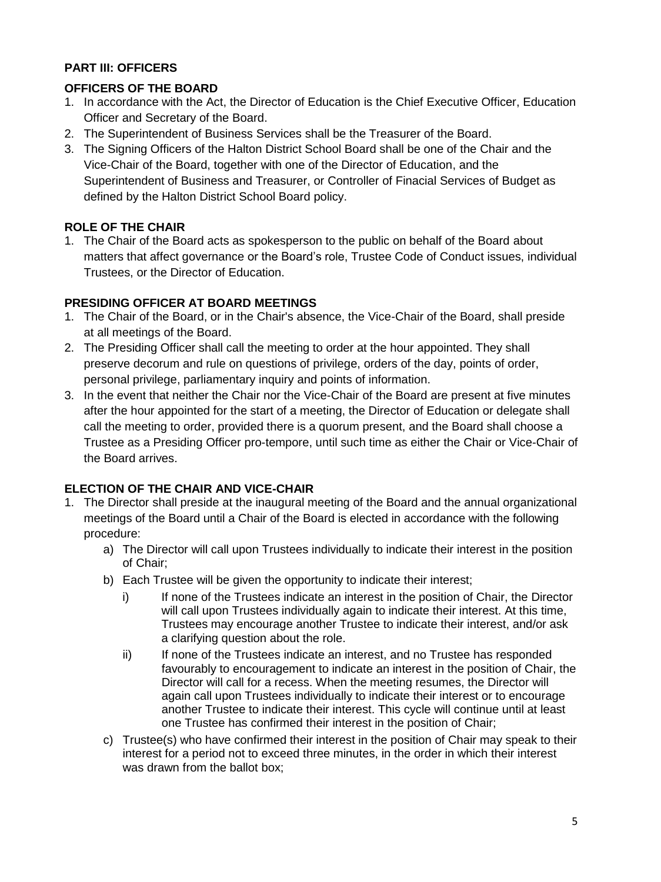## PART III: OFFICERS

### OFFICERS OF THE BOARD

1. In accordance with the Act, the Director of Education is the Chief Executive Officer, Education Officer and Secretary of the Board.
2. The Superintendent of Business Services shall be the Treasurer of the Board.
3. The Signing Officers of the Halton District School Board shall be one of the Chair and the Vice-Chair of the Board, together with one of the Director of Education, and the Superintendent of Business and Treasurer, or Controller of Finacial Services of Budget as defined by the Halton District School Board policy.

### ROLE OF THE CHAIR

1. The Chair of the Board acts as spokesperson to the public on behalf of the Board about matters that affect governance or the Board's role, Trustee Code of Conduct issues, individual Trustees, or the Director of Education.

### PRESIDING OFFICER AT BOARD MEETINGS

1. The Chair of the Board, or in the Chair's absence, the Vice-Chair of the Board, shall preside at all meetings of the Board.
2. The Presiding Officer shall call the meeting to order at the hour appointed. They shall preserve decorum and rule on questions of privilege, orders of the day, points of order, personal privilege, parliamentary inquiry and points of information.
3. In the event that neither the Chair nor the Vice-Chair of the Board are present at five minutes after the hour appointed for the start of a meeting, the Director of Education or delegate shall call the meeting to order, provided there is a quorum present, and the Board shall choose a Trustee as a Presiding Officer pro-tempore, until such time as either the Chair or Vice-Chair of the Board arrives.

### ELECTION OF THE CHAIR AND VICE-CHAIR

1. The Director shall preside at the inaugural meeting of the Board and the annual organizational meetings of the Board until a Chair of the Board is elected in accordance with the following procedure:
   a) The Director will call upon Trustees individually to indicate their interest in the position of Chair;
   b) Each Trustee will be given the opportunity to indicate their interest;
      i) If none of the Trustees indicate an interest in the position of Chair, the Director will call upon Trustees individually again to indicate their interest. At this time, Trustees may encourage another Trustee to indicate their interest, and/or ask a clarifying question about the role.
      ii) If none of the Trustees indicate an interest, and no Trustee has responded favourably to encouragement to indicate an interest in the position of Chair, the Director will call for a recess. When the meeting resumes, the Director will again call upon Trustees individually to indicate their interest or to encourage another Trustee to indicate their interest. This cycle will continue until at least one Trustee has confirmed their interest in the position of Chair;
   c) Trustee(s) who have confirmed their interest in the position of Chair may speak to their interest for a period not to exceed three minutes, in the order in which their interest was drawn from the ballot box;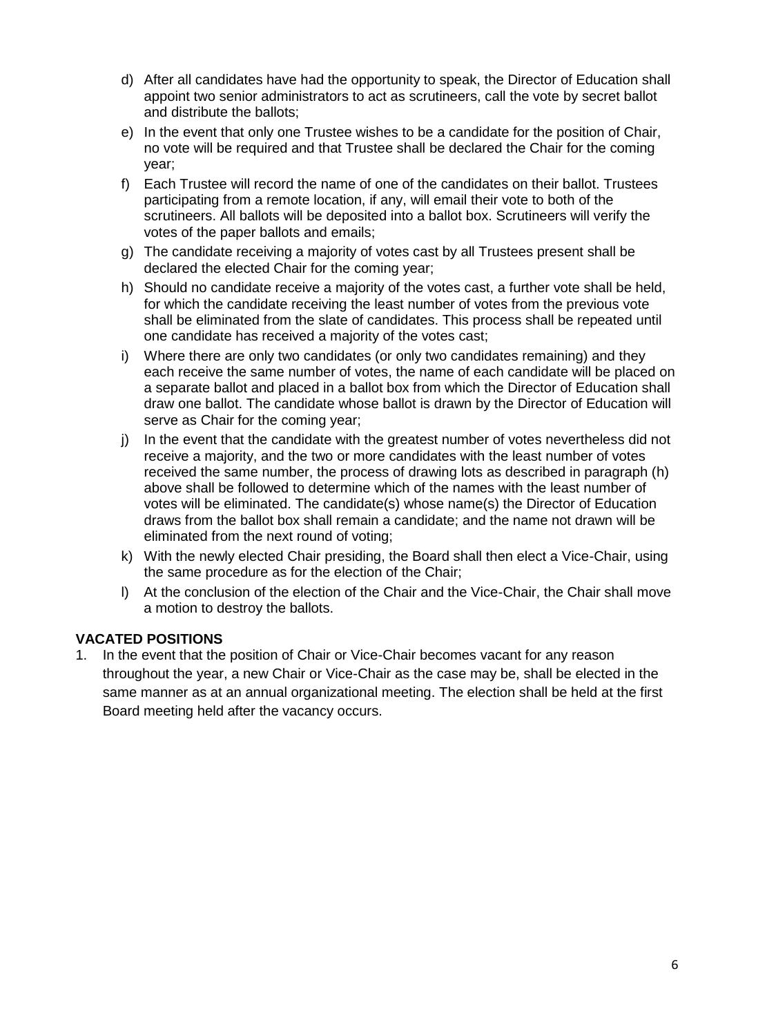d) After all candidates have had the opportunity to speak, the Director of Education shall appoint two senior administrators to act as scrutineers, call the vote by secret ballot and distribute the ballots;

e) In the event that only one Trustee wishes to be a candidate for the position of Chair, no vote will be required and that Trustee shall be declared the Chair for the coming year;

f) Each Trustee will record the name of one of the candidates on their ballot. Trustees participating from a remote location, if any, will email their vote to both of the scrutineers. All ballots will be deposited into a ballot box. Scrutineers will verify the votes of the paper ballots and emails;

g) The candidate receiving a majority of votes cast by all Trustees present shall be declared the elected Chair for the coming year;

h) Should no candidate receive a majority of the votes cast, a further vote shall be held, for which the candidate receiving the least number of votes from the previous vote shall be eliminated from the slate of candidates. This process shall be repeated until one candidate has received a majority of the votes cast;

i) Where there are only two candidates (or only two candidates remaining) and they each receive the same number of votes, the name of each candidate will be placed on a separate ballot and placed in a ballot box from which the Director of Education shall draw one ballot. The candidate whose ballot is drawn by the Director of Education will serve as Chair for the coming year;

j) In the event that the candidate with the greatest number of votes nevertheless did not receive a majority, and the two or more candidates with the least number of votes received the same number, the process of drawing lots as described in paragraph (h) above shall be followed to determine which of the names with the least number of votes will be eliminated. The candidate(s) whose name(s) the Director of Education draws from the ballot box shall remain a candidate; and the name not drawn will be eliminated from the next round of voting;

k) With the newly elected Chair presiding, the Board shall then elect a Vice-Chair, using the same procedure as for the election of the Chair;

l) At the conclusion of the election of the Chair and the Vice-Chair, the Chair shall move a motion to destroy the ballots.

**VACATED POSITIONS**

1. In the event that the position of Chair or Vice-Chair becomes vacant for any reason throughout the year, a new Chair or Vice-Chair as the case may be, shall be elected in the same manner as at an annual organizational meeting. The election shall be held at the first Board meeting held after the vacancy occurs.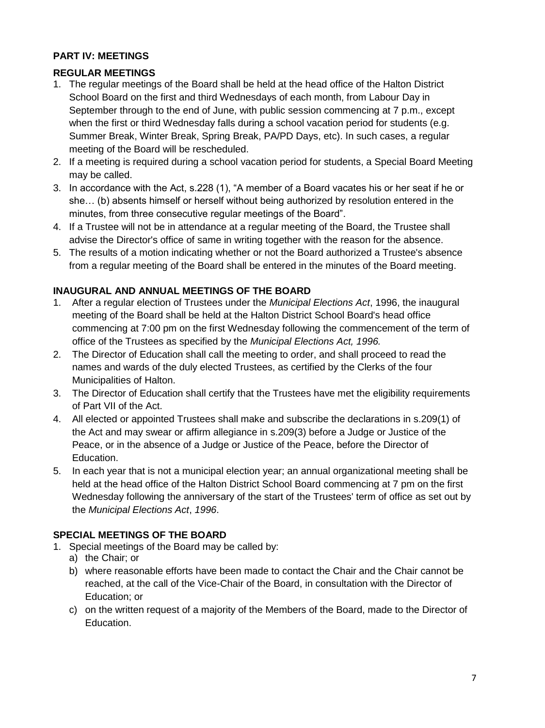## PART IV: MEETINGS

### REGULAR MEETINGS

1. The regular meetings of the Board shall be held at the head office of the Halton District School Board on the first and third Wednesdays of each month, from Labour Day in September through to the end of June, with public session commencing at 7 p.m., except when the first or third Wednesday falls during a school vacation period for students (e.g. Summer Break, Winter Break, Spring Break, PA/PD Days, etc). In such cases, a regular meeting of the Board will be rescheduled.
2. If a meeting is required during a school vacation period for students, a Special Board Meeting may be called.
3. In accordance with the Act, s.228 (1), "A member of a Board vacates his or her seat if he or she… (b) absents himself or herself without being authorized by resolution entered in the minutes, from three consecutive regular meetings of the Board".
4. If a Trustee will not be in attendance at a regular meeting of the Board, the Trustee shall advise the Director's office of same in writing together with the reason for the absence.
5. The results of a motion indicating whether or not the Board authorized a Trustee's absence from a regular meeting of the Board shall be entered in the minutes of the Board meeting.

### INAUGURAL AND ANNUAL MEETINGS OF THE BOARD

1. After a regular election of Trustees under the *Municipal Elections Act*, 1996, the inaugural meeting of the Board shall be held at the Halton District School Board's head office commencing at 7:00 pm on the first Wednesday following the commencement of the term of office of the Trustees as specified by the *Municipal Elections Act, 1996.*
2. The Director of Education shall call the meeting to order, and shall proceed to read the names and wards of the duly elected Trustees, as certified by the Clerks of the four Municipalities of Halton.
3. The Director of Education shall certify that the Trustees have met the eligibility requirements of Part VII of the Act.
4. All elected or appointed Trustees shall make and subscribe the declarations in s.209(1) of the Act and may swear or affirm allegiance in s.209(3) before a Judge or Justice of the Peace, or in the absence of a Judge or Justice of the Peace, before the Director of Education.
5. In each year that is not a municipal election year; an annual organizational meeting shall be held at the head office of the Halton District School Board commencing at 7 pm on the first Wednesday following the anniversary of the start of the Trustees' term of office as set out by the *Municipal Elections Act*, *1996*.

### SPECIAL MEETINGS OF THE BOARD

1. Special meetings of the Board may be called by:
   a) the Chair; or
   b) where reasonable efforts have been made to contact the Chair and the Chair cannot be reached, at the call of the Vice-Chair of the Board, in consultation with the Director of Education; or
   c) on the written request of a majority of the Members of the Board, made to the Director of Education.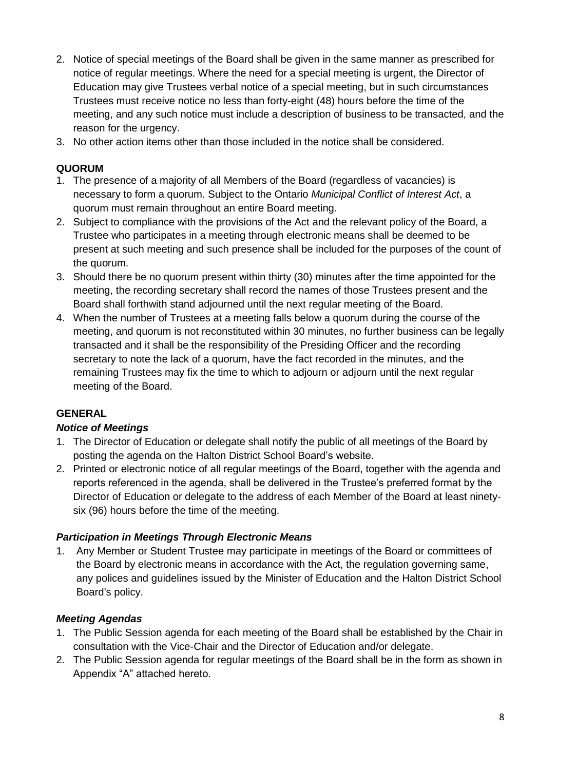2. Notice of special meetings of the Board shall be given in the same manner as prescribed for notice of regular meetings. Where the need for a special meeting is urgent, the Director of Education may give Trustees verbal notice of a special meeting, but in such circumstances Trustees must receive notice no less than forty-eight (48) hours before the time of the meeting, and any such notice must include a description of business to be transacted, and the reason for the urgency.
3. No other action items other than those included in the notice shall be considered.

**QUORUM**

1. The presence of a majority of all Members of the Board (regardless of vacancies) is necessary to form a quorum. Subject to the Ontario *Municipal Conflict of Interest Act*, a quorum must remain throughout an entire Board meeting.
2. Subject to compliance with the provisions of the Act and the relevant policy of the Board, a Trustee who participates in a meeting through electronic means shall be deemed to be present at such meeting and such presence shall be included for the purposes of the count of the quorum.
3. Should there be no quorum present within thirty (30) minutes after the time appointed for the meeting, the recording secretary shall record the names of those Trustees present and the Board shall forthwith stand adjourned until the next regular meeting of the Board.
4. When the number of Trustees at a meeting falls below a quorum during the course of the meeting, and quorum is not reconstituted within 30 minutes, no further business can be legally transacted and it shall be the responsibility of the Presiding Officer and the recording secretary to note the lack of a quorum, have the fact recorded in the minutes, and the remaining Trustees may fix the time to which to adjourn or adjourn until the next regular meeting of the Board.

**GENERAL**

***Notice of Meetings***

1. The Director of Education or delegate shall notify the public of all meetings of the Board by posting the agenda on the Halton District School Board's website.
2. Printed or electronic notice of all regular meetings of the Board, together with the agenda and reports referenced in the agenda, shall be delivered in the Trustee's preferred format by the Director of Education or delegate to the address of each Member of the Board at least ninety-six (96) hours before the time of the meeting.

***Participation in Meetings Through Electronic Means***

1. Any Member or Student Trustee may participate in meetings of the Board or committees of the Board by electronic means in accordance with the Act, the regulation governing same, any polices and guidelines issued by the Minister of Education and the Halton District School Board's policy.

***Meeting Agendas***

1. The Public Session agenda for each meeting of the Board shall be established by the Chair in consultation with the Vice-Chair and the Director of Education and/or delegate.
2. The Public Session agenda for regular meetings of the Board shall be in the form as shown in Appendix "A" attached hereto.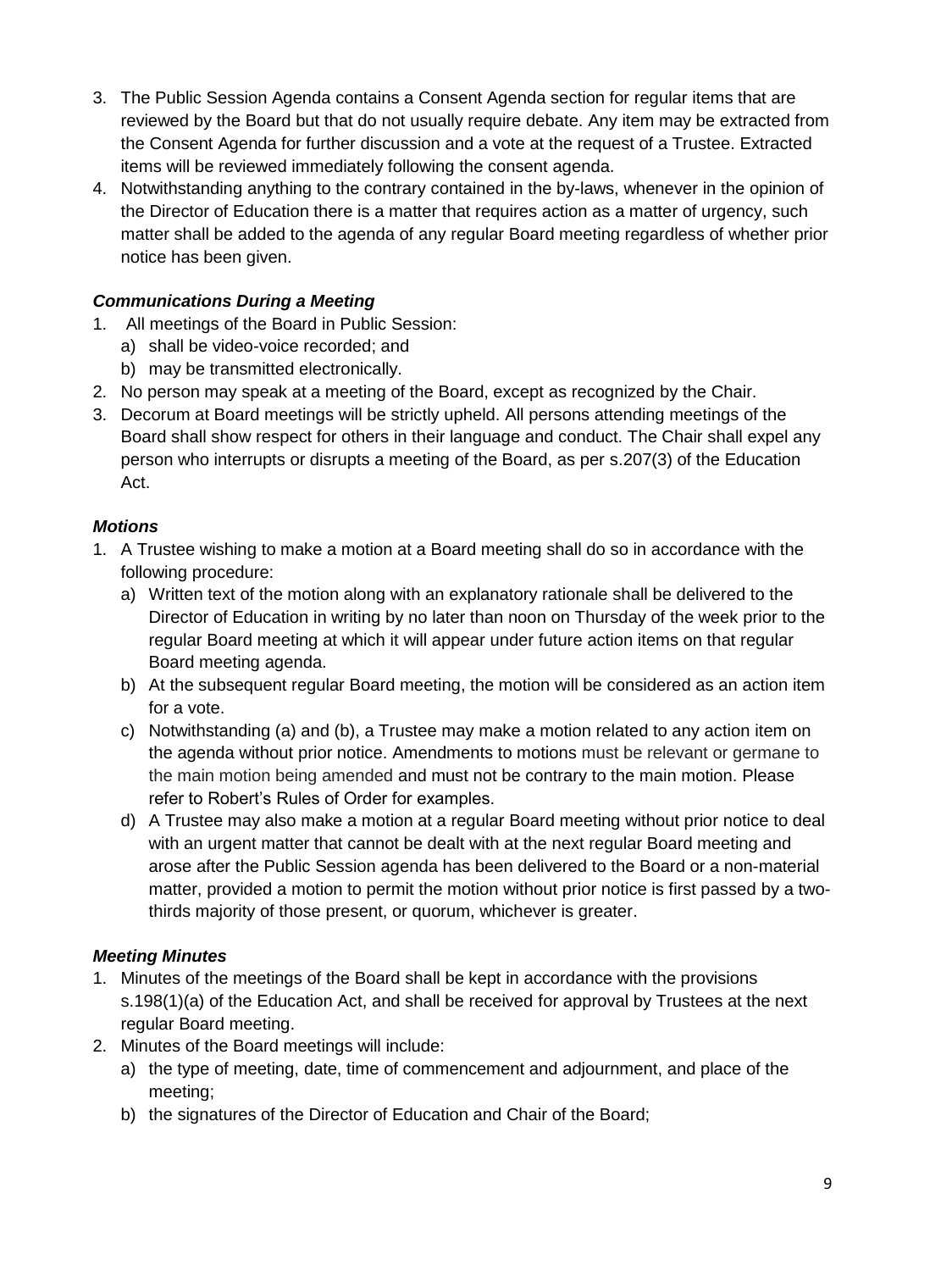3. The Public Session Agenda contains a Consent Agenda section for regular items that are reviewed by the Board but that do not usually require debate. Any item may be extracted from the Consent Agenda for further discussion and a vote at the request of a Trustee. Extracted items will be reviewed immediately following the consent agenda.
4. Notwithstanding anything to the contrary contained in the by-laws, whenever in the opinion of the Director of Education there is a matter that requires action as a matter of urgency, such matter shall be added to the agenda of any regular Board meeting regardless of whether prior notice has been given.

***Communications During a Meeting***

1. All meetings of the Board in Public Session:
   a) shall be video-voice recorded; and
   b) may be transmitted electronically.
2. No person may speak at a meeting of the Board, except as recognized by the Chair.
3. Decorum at Board meetings will be strictly upheld. All persons attending meetings of the Board shall show respect for others in their language and conduct. The Chair shall expel any person who interrupts or disrupts a meeting of the Board, as per s.207(3) of the Education Act.

***Motions***

1. A Trustee wishing to make a motion at a Board meeting shall do so in accordance with the following procedure:
   a) Written text of the motion along with an explanatory rationale shall be delivered to the Director of Education in writing by no later than noon on Thursday of the week prior to the regular Board meeting at which it will appear under future action items on that regular Board meeting agenda.
   b) At the subsequent regular Board meeting, the motion will be considered as an action item for a vote.
   c) Notwithstanding (a) and (b), a Trustee may make a motion related to any action item on the agenda without prior notice. Amendments to motions must be relevant or germane to the main motion being amended and must not be contrary to the main motion. Please refer to Robert's Rules of Order for examples.
   d) A Trustee may also make a motion at a regular Board meeting without prior notice to deal with an urgent matter that cannot be dealt with at the next regular Board meeting and arose after the Public Session agenda has been delivered to the Board or a non-material matter, provided a motion to permit the motion without prior notice is first passed by a two-thirds majority of those present, or quorum, whichever is greater.

***Meeting Minutes***

1. Minutes of the meetings of the Board shall be kept in accordance with the provisions s.198(1)(a) of the Education Act, and shall be received for approval by Trustees at the next regular Board meeting.
2. Minutes of the Board meetings will include:
   a) the type of meeting, date, time of commencement and adjournment, and place of the meeting;
   b) the signatures of the Director of Education and Chair of the Board;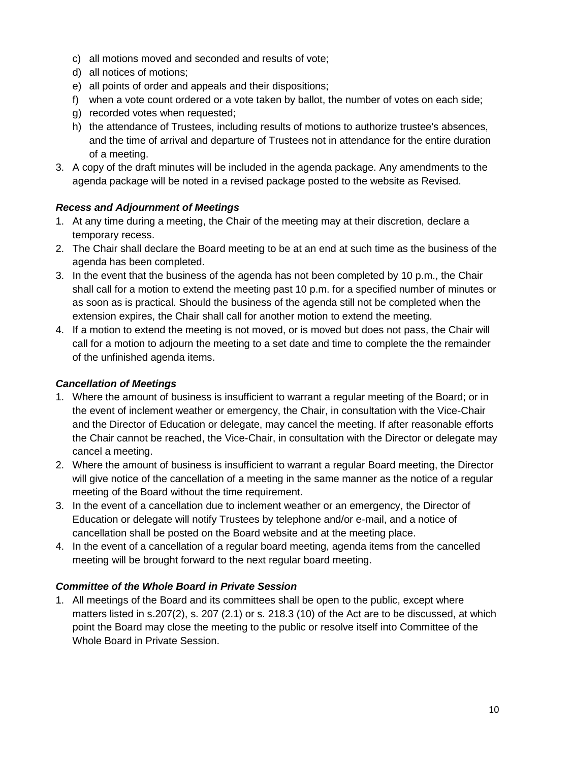c) all motions moved and seconded and results of vote;
d) all notices of motions;
e) all points of order and appeals and their dispositions;
f) when a vote count ordered or a vote taken by ballot, the number of votes on each side;
g) recorded votes when requested;
h) the attendance of Trustees, including results of motions to authorize trustee's absences, and the time of arrival and departure of Trustees not in attendance for the entire duration of a meeting.

3. A copy of the draft minutes will be included in the agenda package. Any amendments to the agenda package will be noted in a revised package posted to the website as Revised.

### *Recess and Adjournment of Meetings*

1. At any time during a meeting, the Chair of the meeting may at their discretion, declare a temporary recess.
2. The Chair shall declare the Board meeting to be at an end at such time as the business of the agenda has been completed.
3. In the event that the business of the agenda has not been completed by 10 p.m., the Chair shall call for a motion to extend the meeting past 10 p.m. for a specified number of minutes or as soon as is practical. Should the business of the agenda still not be completed when the extension expires, the Chair shall call for another motion to extend the meeting.
4. If a motion to extend the meeting is not moved, or is moved but does not pass, the Chair will call for a motion to adjourn the meeting to a set date and time to complete the the remainder of the unfinished agenda items.

### *Cancellation of Meetings*

1. Where the amount of business is insufficient to warrant a regular meeting of the Board; or in the event of inclement weather or emergency, the Chair, in consultation with the Vice-Chair and the Director of Education or delegate, may cancel the meeting. If after reasonable efforts the Chair cannot be reached, the Vice-Chair, in consultation with the Director or delegate may cancel a meeting.
2. Where the amount of business is insufficient to warrant a regular Board meeting, the Director will give notice of the cancellation of a meeting in the same manner as the notice of a regular meeting of the Board without the time requirement.
3. In the event of a cancellation due to inclement weather or an emergency, the Director of Education or delegate will notify Trustees by telephone and/or e-mail, and a notice of cancellation shall be posted on the Board website and at the meeting place.
4. In the event of a cancellation of a regular board meeting, agenda items from the cancelled meeting will be brought forward to the next regular board meeting.

### *Committee of the Whole Board in Private Session*

1. All meetings of the Board and its committees shall be open to the public, except where matters listed in s.207(2), s. 207 (2.1) or s. 218.3 (10) of the Act are to be discussed, at which point the Board may close the meeting to the public or resolve itself into Committee of the Whole Board in Private Session.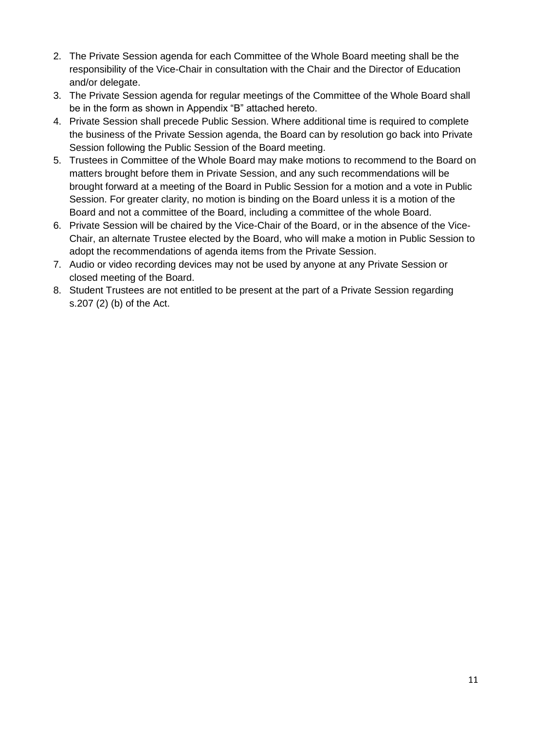2. The Private Session agenda for each Committee of the Whole Board meeting shall be the responsibility of the Vice-Chair in consultation with the Chair and the Director of Education and/or delegate.
3. The Private Session agenda for regular meetings of the Committee of the Whole Board shall be in the form as shown in Appendix "B" attached hereto.
4. Private Session shall precede Public Session. Where additional time is required to complete the business of the Private Session agenda, the Board can by resolution go back into Private Session following the Public Session of the Board meeting.
5. Trustees in Committee of the Whole Board may make motions to recommend to the Board on matters brought before them in Private Session, and any such recommendations will be brought forward at a meeting of the Board in Public Session for a motion and a vote in Public Session. For greater clarity, no motion is binding on the Board unless it is a motion of the Board and not a committee of the Board, including a committee of the whole Board.
6. Private Session will be chaired by the Vice-Chair of the Board, or in the absence of the Vice-Chair, an alternate Trustee elected by the Board, who will make a motion in Public Session to adopt the recommendations of agenda items from the Private Session.
7. Audio or video recording devices may not be used by anyone at any Private Session or closed meeting of the Board.
8. Student Trustees are not entitled to be present at the part of a Private Session regarding s.207 (2) (b) of the Act.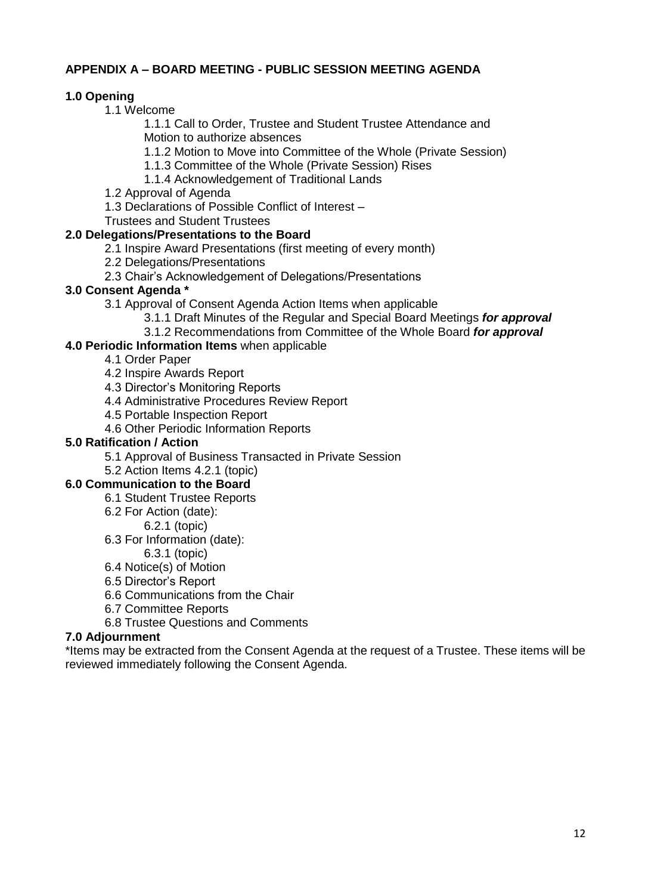## APPENDIX A – BOARD MEETING - PUBLIC SESSION MEETING AGENDA

**1.0 Opening**

- 1.1 Welcome
  - 1.1.1 Call to Order, Trustee and Student Trustee Attendance and Motion to authorize absences
  - 1.1.2 Motion to Move into Committee of the Whole (Private Session)
  - 1.1.3 Committee of the Whole (Private Session) Rises
  - 1.1.4 Acknowledgement of Traditional Lands
- 1.2 Approval of Agenda
- 1.3 Declarations of Possible Conflict of Interest – Trustees and Student Trustees

**2.0 Delegations/Presentations to the Board**

- 2.1 Inspire Award Presentations (first meeting of every month)
- 2.2 Delegations/Presentations
- 2.3 Chair's Acknowledgement of Delegations/Presentations

**3.0 Consent Agenda ***

- 3.1 Approval of Consent Agenda Action Items when applicable
  - 3.1.1 Draft Minutes of the Regular and Special Board Meetings ***for approval***
  - 3.1.2 Recommendations from Committee of the Whole Board ***for approval***

**4.0 Periodic Information Items** when applicable

- 4.1 Order Paper
- 4.2 Inspire Awards Report
- 4.3 Director's Monitoring Reports
- 4.4 Administrative Procedures Review Report
- 4.5 Portable Inspection Report
- 4.6 Other Periodic Information Reports

**5.0 Ratification / Action**

- 5.1 Approval of Business Transacted in Private Session
- 5.2 Action Items 4.2.1 (topic)

**6.0 Communication to the Board**

- 6.1 Student Trustee Reports
- 6.2 For Action (date):
  - 6.2.1 (topic)
- 6.3 For Information (date):
  - 6.3.1 (topic)
- 6.4 Notice(s) of Motion
- 6.5 Director's Report
- 6.6 Communications from the Chair
- 6.7 Committee Reports
- 6.8 Trustee Questions and Comments

**7.0 Adjournment**

*Items may be extracted from the Consent Agenda at the request of a Trustee. These items will be reviewed immediately following the Consent Agenda.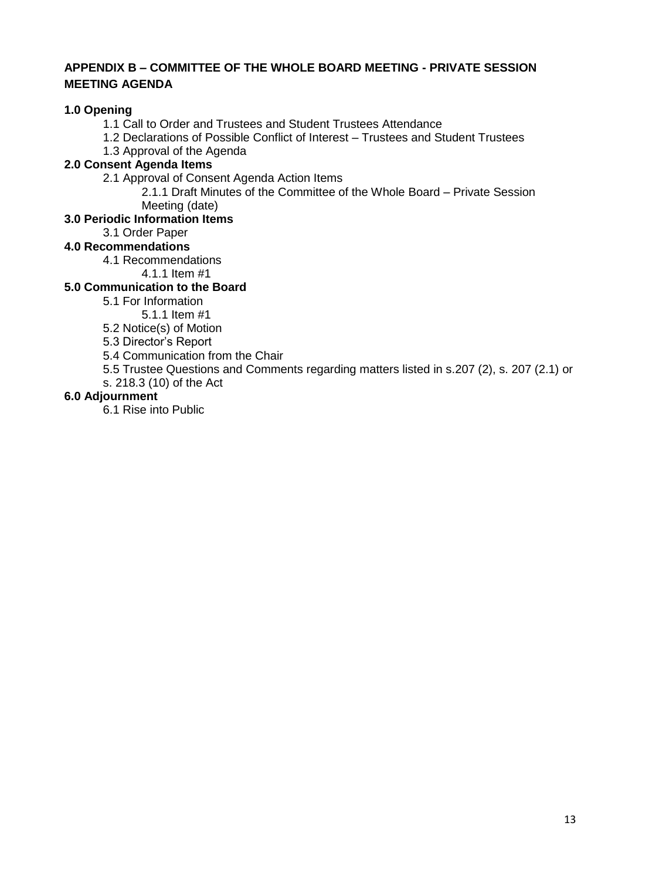## APPENDIX B – COMMITTEE OF THE WHOLE BOARD MEETING - PRIVATE SESSION MEETING AGENDA

**1.0 Opening**

- 1.1 Call to Order and Trustees and Student Trustees Attendance
- 1.2 Declarations of Possible Conflict of Interest – Trustees and Student Trustees
- 1.3 Approval of the Agenda

**2.0 Consent Agenda Items**

- 2.1 Approval of Consent Agenda Action Items
  - 2.1.1 Draft Minutes of the Committee of the Whole Board – Private Session Meeting (date)

**3.0 Periodic Information Items**

- 3.1 Order Paper

**4.0 Recommendations**

- 4.1 Recommendations
  - 4.1.1 Item #1

**5.0 Communication to the Board**

- 5.1 For Information
  - 5.1.1 Item #1
- 5.2 Notice(s) of Motion
- 5.3 Director's Report
- 5.4 Communication from the Chair
- 5.5 Trustee Questions and Comments regarding matters listed in s.207 (2), s. 207 (2.1) or s. 218.3 (10) of the Act

**6.0 Adjournment**

- 6.1 Rise into Public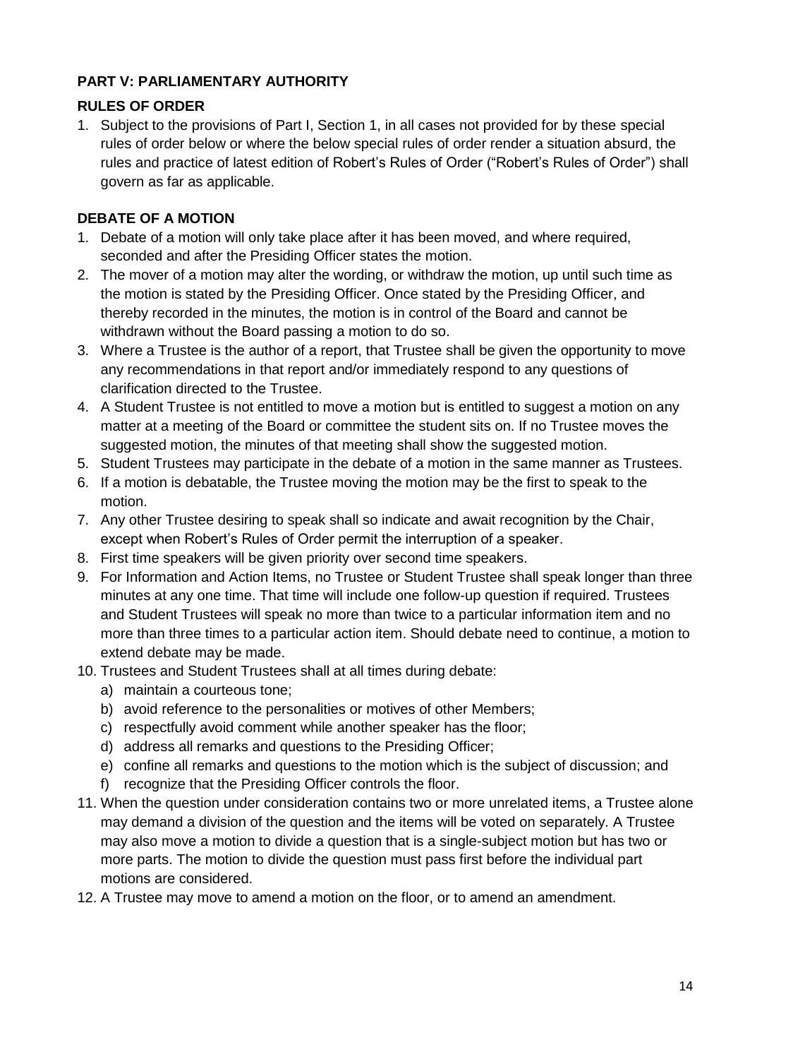## PART V: PARLIAMENTARY AUTHORITY

### RULES OF ORDER

1. Subject to the provisions of Part I, Section 1, in all cases not provided for by these special rules of order below or where the below special rules of order render a situation absurd, the rules and practice of latest edition of Robert's Rules of Order ("Robert's Rules of Order") shall govern as far as applicable.

### DEBATE OF A MOTION

1. Debate of a motion will only take place after it has been moved, and where required, seconded and after the Presiding Officer states the motion.
2. The mover of a motion may alter the wording, or withdraw the motion, up until such time as the motion is stated by the Presiding Officer. Once stated by the Presiding Officer, and thereby recorded in the minutes, the motion is in control of the Board and cannot be withdrawn without the Board passing a motion to do so.
3. Where a Trustee is the author of a report, that Trustee shall be given the opportunity to move any recommendations in that report and/or immediately respond to any questions of clarification directed to the Trustee.
4. A Student Trustee is not entitled to move a motion but is entitled to suggest a motion on any matter at a meeting of the Board or committee the student sits on. If no Trustee moves the suggested motion, the minutes of that meeting shall show the suggested motion.
5. Student Trustees may participate in the debate of a motion in the same manner as Trustees.
6. If a motion is debatable, the Trustee moving the motion may be the first to speak to the motion.
7. Any other Trustee desiring to speak shall so indicate and await recognition by the Chair, except when Robert's Rules of Order permit the interruption of a speaker.
8. First time speakers will be given priority over second time speakers.
9. For Information and Action Items, no Trustee or Student Trustee shall speak longer than three minutes at any one time. That time will include one follow-up question if required. Trustees and Student Trustees will speak no more than twice to a particular information item and no more than three times to a particular action item. Should debate need to continue, a motion to extend debate may be made.
10. Trustees and Student Trustees shall at all times during debate:
    a) maintain a courteous tone;
    b) avoid reference to the personalities or motives of other Members;
    c) respectfully avoid comment while another speaker has the floor;
    d) address all remarks and questions to the Presiding Officer;
    e) confine all remarks and questions to the motion which is the subject of discussion; and
    f) recognize that the Presiding Officer controls the floor.
11. When the question under consideration contains two or more unrelated items, a Trustee alone may demand a division of the question and the items will be voted on separately. A Trustee may also move a motion to divide a question that is a single-subject motion but has two or more parts. The motion to divide the question must pass first before the individual part motions are considered.
12. A Trustee may move to amend a motion on the floor, or to amend an amendment.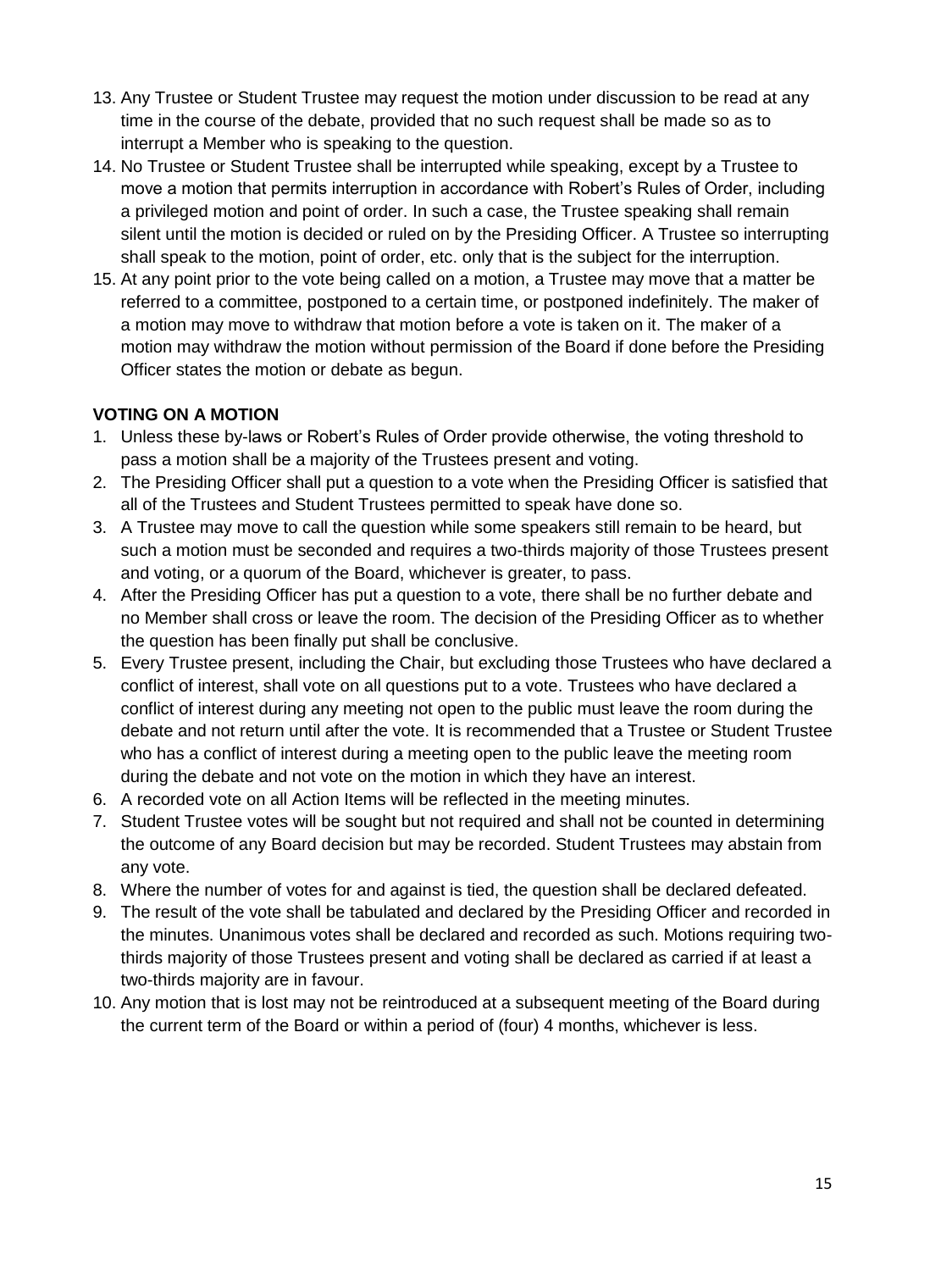13. Any Trustee or Student Trustee may request the motion under discussion to be read at any time in the course of the debate, provided that no such request shall be made so as to interrupt a Member who is speaking to the question.
14. No Trustee or Student Trustee shall be interrupted while speaking, except by a Trustee to move a motion that permits interruption in accordance with Robert's Rules of Order, including a privileged motion and point of order. In such a case, the Trustee speaking shall remain silent until the motion is decided or ruled on by the Presiding Officer. A Trustee so interrupting shall speak to the motion, point of order, etc. only that is the subject for the interruption.
15. At any point prior to the vote being called on a motion, a Trustee may move that a matter be referred to a committee, postponed to a certain time, or postponed indefinitely. The maker of a motion may move to withdraw that motion before a vote is taken on it. The maker of a motion may withdraw the motion without permission of the Board if done before the Presiding Officer states the motion or debate as begun.

**VOTING ON A MOTION**

1. Unless these by-laws or Robert's Rules of Order provide otherwise, the voting threshold to pass a motion shall be a majority of the Trustees present and voting.
2. The Presiding Officer shall put a question to a vote when the Presiding Officer is satisfied that all of the Trustees and Student Trustees permitted to speak have done so.
3. A Trustee may move to call the question while some speakers still remain to be heard, but such a motion must be seconded and requires a two-thirds majority of those Trustees present and voting, or a quorum of the Board, whichever is greater, to pass.
4. After the Presiding Officer has put a question to a vote, there shall be no further debate and no Member shall cross or leave the room. The decision of the Presiding Officer as to whether the question has been finally put shall be conclusive.
5. Every Trustee present, including the Chair, but excluding those Trustees who have declared a conflict of interest, shall vote on all questions put to a vote. Trustees who have declared a conflict of interest during any meeting not open to the public must leave the room during the debate and not return until after the vote. It is recommended that a Trustee or Student Trustee who has a conflict of interest during a meeting open to the public leave the meeting room during the debate and not vote on the motion in which they have an interest.
6. A recorded vote on all Action Items will be reflected in the meeting minutes.
7. Student Trustee votes will be sought but not required and shall not be counted in determining the outcome of any Board decision but may be recorded. Student Trustees may abstain from any vote.
8. Where the number of votes for and against is tied, the question shall be declared defeated.
9. The result of the vote shall be tabulated and declared by the Presiding Officer and recorded in the minutes. Unanimous votes shall be declared and recorded as such. Motions requiring two-thirds majority of those Trustees present and voting shall be declared as carried if at least a two-thirds majority are in favour.
10. Any motion that is lost may not be reintroduced at a subsequent meeting of the Board during the current term of the Board or within a period of (four) 4 months, whichever is less.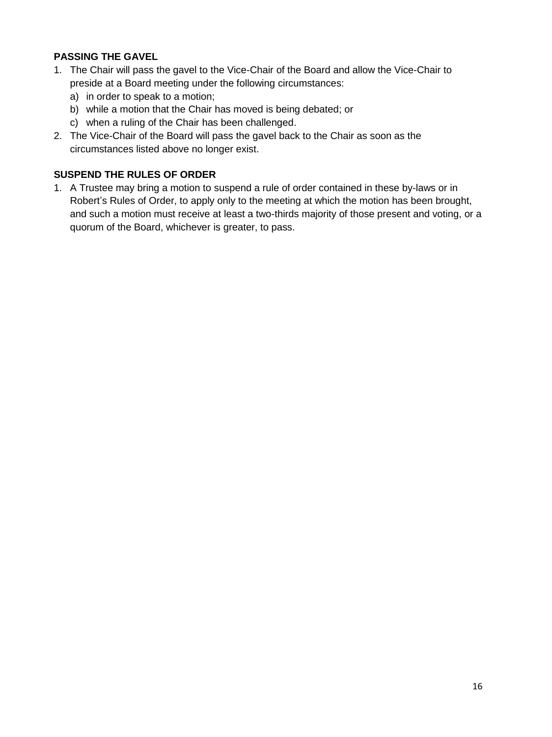**PASSING THE GAVEL**

1. The Chair will pass the gavel to the Vice-Chair of the Board and allow the Vice-Chair to preside at a Board meeting under the following circumstances:
   a) in order to speak to a motion;
   b) while a motion that the Chair has moved is being debated; or
   c) when a ruling of the Chair has been challenged.
2. The Vice-Chair of the Board will pass the gavel back to the Chair as soon as the circumstances listed above no longer exist.

**SUSPEND THE RULES OF ORDER**

1. A Trustee may bring a motion to suspend a rule of order contained in these by-laws or in Robert's Rules of Order, to apply only to the meeting at which the motion has been brought, and such a motion must receive at least a two-thirds majority of those present and voting, or a quorum of the Board, whichever is greater, to pass.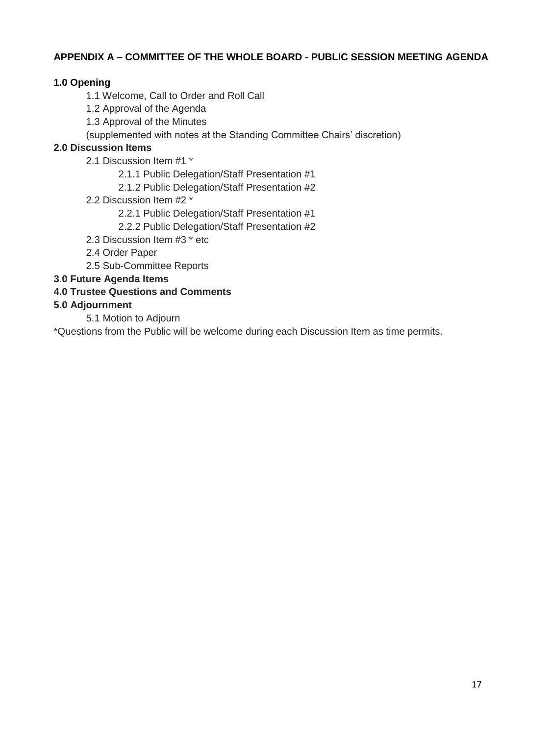**APPENDIX A – COMMITTEE OF THE WHOLE BOARD - PUBLIC SESSION MEETING AGENDA**

**1.0 Opening**

- 1.1 Welcome, Call to Order and Roll Call
- 1.2 Approval of the Agenda
- 1.3 Approval of the Minutes

(supplemented with notes at the Standing Committee Chairs' discretion)

**2.0 Discussion Items**

- 2.1 Discussion Item #1 *
  - 2.1.1 Public Delegation/Staff Presentation #1
  - 2.1.2 Public Delegation/Staff Presentation #2
- 2.2 Discussion Item #2 *
  - 2.2.1 Public Delegation/Staff Presentation #1
  - 2.2.2 Public Delegation/Staff Presentation #2
- 2.3 Discussion Item #3 * etc
- 2.4 Order Paper
- 2.5 Sub-Committee Reports

**3.0 Future Agenda Items**

**4.0 Trustee Questions and Comments**

**5.0 Adjournment**

- 5.1 Motion to Adjourn

*Questions from the Public will be welcome during each Discussion Item as time permits.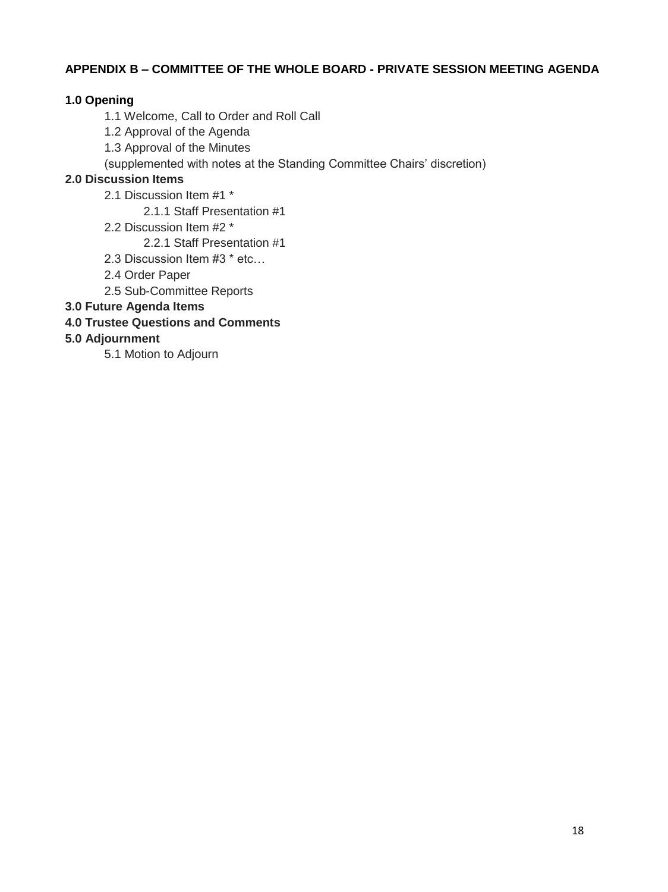## APPENDIX B – COMMITTEE OF THE WHOLE BOARD - PRIVATE SESSION MEETING AGENDA

**1.0 Opening**

- 1.1 Welcome, Call to Order and Roll Call
- 1.2 Approval of the Agenda
- 1.3 Approval of the Minutes

(supplemented with notes at the Standing Committee Chairs' discretion)

**2.0 Discussion Items**

- 2.1 Discussion Item #1 *
  - 2.1.1 Staff Presentation #1
- 2.2 Discussion Item #2 *
  - 2.2.1 Staff Presentation #1
- 2.3 Discussion Item #3 * etc…
- 2.4 Order Paper
- 2.5 Sub-Committee Reports

**3.0 Future Agenda Items**

**4.0 Trustee Questions and Comments**

**5.0 Adjournment**

- 5.1 Motion to Adjourn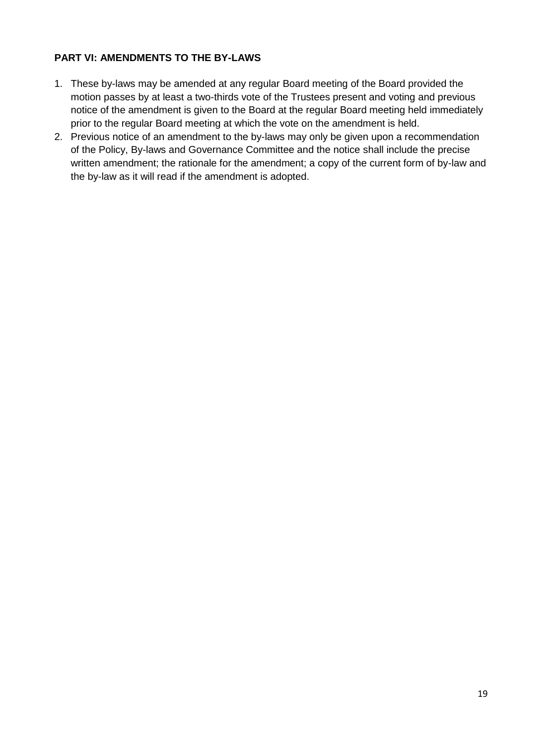**PART VI: AMENDMENTS TO THE BY-LAWS**

1. These by-laws may be amended at any regular Board meeting of the Board provided the motion passes by at least a two-thirds vote of the Trustees present and voting and previous notice of the amendment is given to the Board at the regular Board meeting held immediately prior to the regular Board meeting at which the vote on the amendment is held.
2. Previous notice of an amendment to the by-laws may only be given upon a recommendation of the Policy, By-laws and Governance Committee and the notice shall include the precise written amendment; the rationale for the amendment; a copy of the current form of by-law and the by-law as it will read if the amendment is adopted.